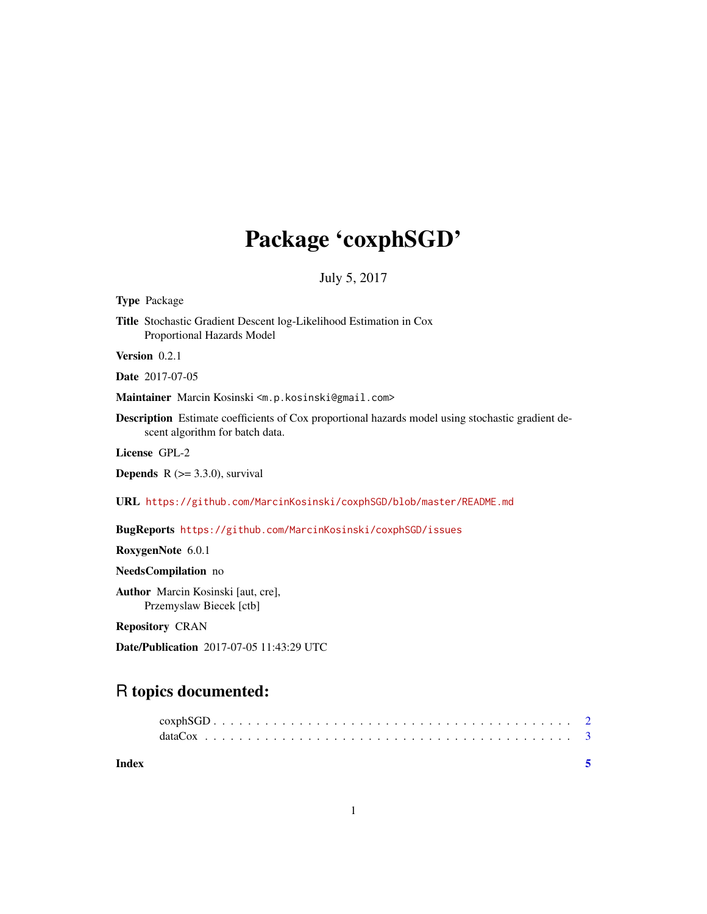# Package 'coxphSGD'

July 5, 2017

**Type** Package

**Title** Stochastic Gradient Descent log-Likelihood Estimation in Cox Proportional Hazards Model

**Version** 0.2.1

**Date** 2017-07-05

**Maintainer** Marcin Kosinski <m.p.kosinski@gmail.com>

**Description** Estimate coefficients of Cox proportional hazards model using stochastic gradient descent algorithm for batch data.

**License** GPL-2

**Depends** R (>= 3.3.0), survival

**URL** https://github.com/MarcinKosinski/coxphSGD/blob/master/README.md

**BugReports** https://github.com/MarcinKosinski/coxphSGD/issues

**RoxygenNote** 6.0.1

**NeedsCompilation** no

**Author** Marcin Kosinski [aut, cre], Przemyslaw Biecek [ctb]

**Repository** CRAN

**Date/Publication** 2017-07-05 11:43:29 UTC

## R topics documented:

coxphSGD . . . . . . . . . . . . . . . . . . . . . . . . . . . . . . . . . . . . . . . . 2
dataCox . . . . . . . . . . . . . . . . . . . . . . . . . . . . . . . . . . . . . . . . 3

**Index** 5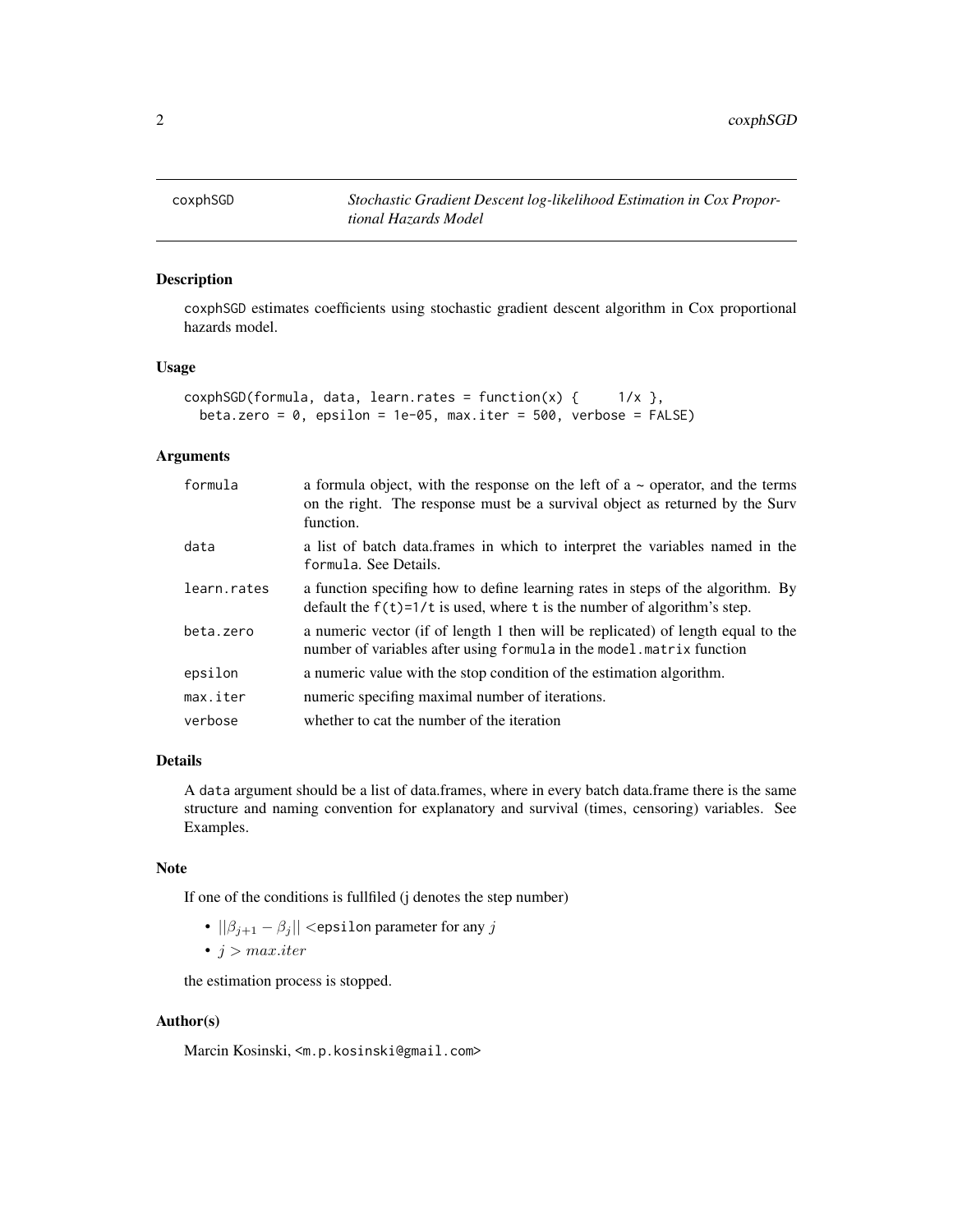# coxphSGD

*Stochastic Gradient Descent log-likelihood Estimation in Cox Proportional Hazards Model*

## Description

coxphSGD estimates coefficients using stochastic gradient descent algorithm in Cox proportional hazards model.

## Usage

```
coxphSGD(formula, data, learn.rates = function(x) {     1/x },
  beta.zero = 0, epsilon = 1e-05, max.iter = 500, verbose = FALSE)
```

## Arguments

| | |
|---|---|
| formula | a formula object, with the response on the left of a ~ operator, and the terms on the right. The response must be a survival object as returned by the Surv function. |
| data | a list of batch data.frames in which to interpret the variables named in the formula. See Details. |
| learn.rates | a function specifing how to define learning rates in steps of the algorithm. By default the f(t)=1/t is used, where t is the number of algorithm's step. |
| beta.zero | a numeric vector (if of length 1 then will be replicated) of length equal to the number of variables after using formula in the model.matrix function |
| epsilon | a numeric value with the stop condition of the estimation algorithm. |
| max.iter | numeric specifing maximal number of iterations. |
| verbose | whether to cat the number of the iteration |

## Details

A data argument should be a list of data.frames, where in every batch data.frame there is the same structure and naming convention for explanatory and survival (times, censoring) variables. See Examples.

## Note

If one of the conditions is fullfiled (j denotes the step number)

- $||\beta_{j+1} - \beta_j|| <$epsilon parameter for any $j$
- $j > max.iter$

the estimation process is stopped.

## Author(s)

Marcin Kosinski, <m.p.kosinski@gmail.com>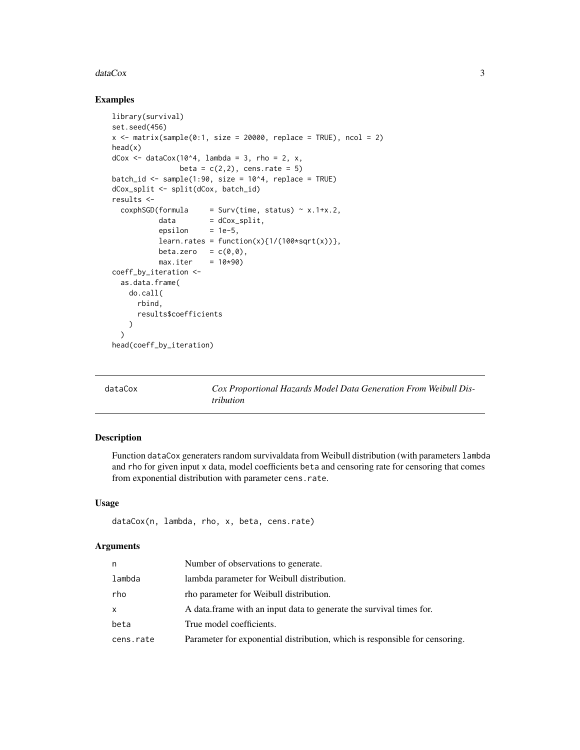## Examples

```
library(survival)
set.seed(456)
x <- matrix(sample(0:1, size = 20000, replace = TRUE), ncol = 2)
head(x)
dCox <- dataCox(10^4, lambda = 3, rho = 2, x,
                beta = c(2,2), cens.rate = 5)
batch_id <- sample(1:90, size = 10^4, replace = TRUE)
dCox_split <- split(dCox, batch_id)
results <-
  coxphSGD(formula     = Surv(time, status) ~ x.1+x.2,
           data        = dCox_split,
           epsilon     = 1e-5,
           learn.rates = function(x){1/(100*sqrt(x))},
           beta.zero   = c(0,0),
           max.iter    = 10*90)
coeff_by_iteration <-
  as.data.frame(
    do.call(
      rbind,
      results$coefficients
    )
  )
head(coeff_by_iteration)
```

---

`dataCox` *Cox Proportional Hazards Model Data Generation From Weibull Distribution*

---

## Description

Function `dataCox` generaters random survivaldata from Weibull distribution (with parameters `lambda` and `rho` for given input `x` data, model coefficients `beta` and censoring rate for censoring that comes from exponential distribution with parameter `cens.rate`.

## Usage

```
dataCox(n, lambda, rho, x, beta, cens.rate)
```

## Arguments

| | |
|---|---|
| `n` | Number of observations to generate. |
| `lambda` | lambda parameter for Weibull distribution. |
| `rho` | rho parameter for Weibull distribution. |
| `x` | A data.frame with an input data to generate the survival times for. |
| `beta` | True model coefficients. |
| `cens.rate` | Parameter for exponential distribution, which is responsible for censoring. |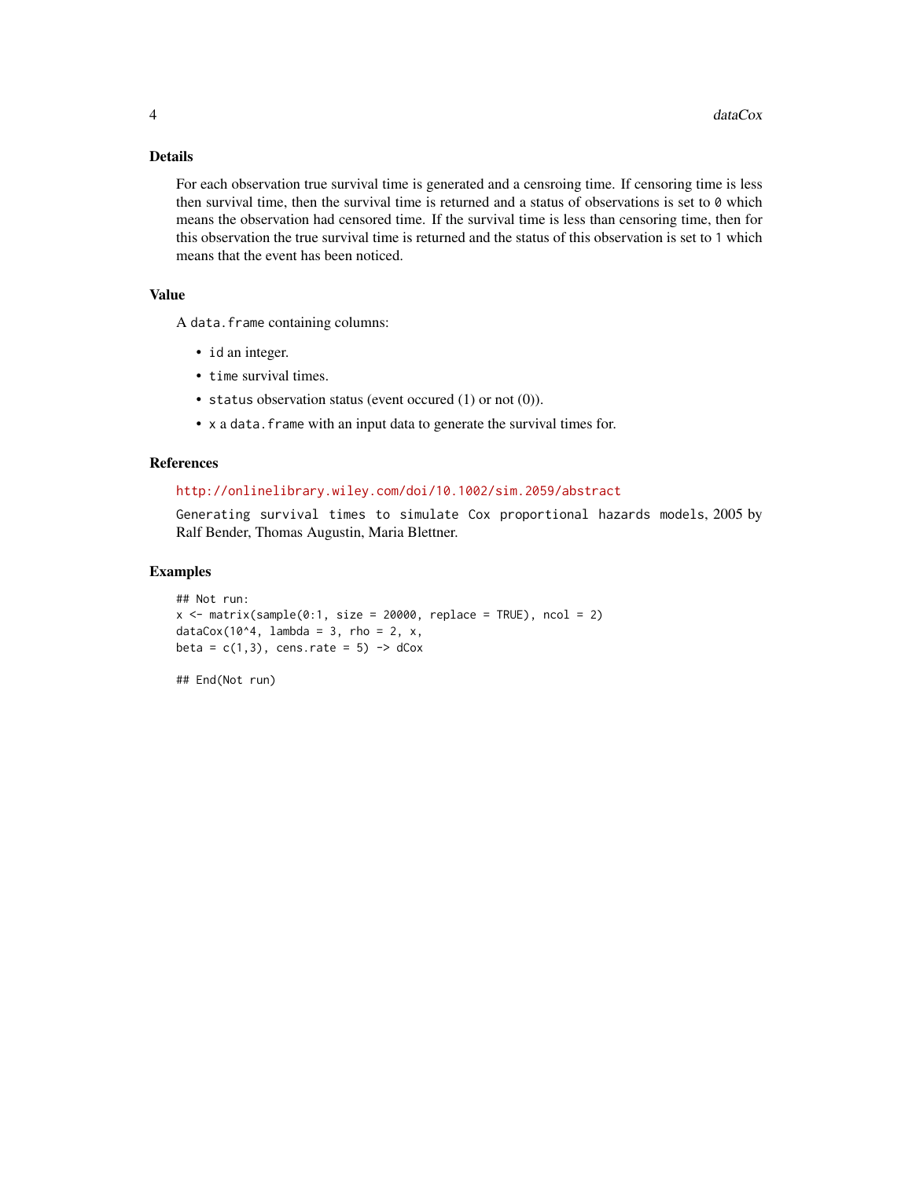### Details

For each observation true survival time is generated and a censroing time. If censoring time is less then survival time, then the survival time is returned and a status of observations is set to `0` which means the observation had censored time. If the survival time is less than censoring time, then for this observation the true survival time is returned and the status of this observation is set to `1` which means that the event has been noticed.

### Value

A `data.frame` containing columns:

- `id` an integer.
- `time` survival times.
- `status` observation status (event occured (1) or not (0)).
- `x` a `data.frame` with an input data to generate the survival times for.

### References

http://onlinelibrary.wiley.com/doi/10.1002/sim.2059/abstract

`Generating survival times to simulate Cox proportional hazards models`, 2005 by Ralf Bender, Thomas Augustin, Maria Blettner.

### Examples

```
## Not run:
x <- matrix(sample(0:1, size = 20000, replace = TRUE), ncol = 2)
dataCox(10^4, lambda = 3, rho = 2, x,
beta = c(1,3), cens.rate = 5) -> dCox

## End(Not run)
```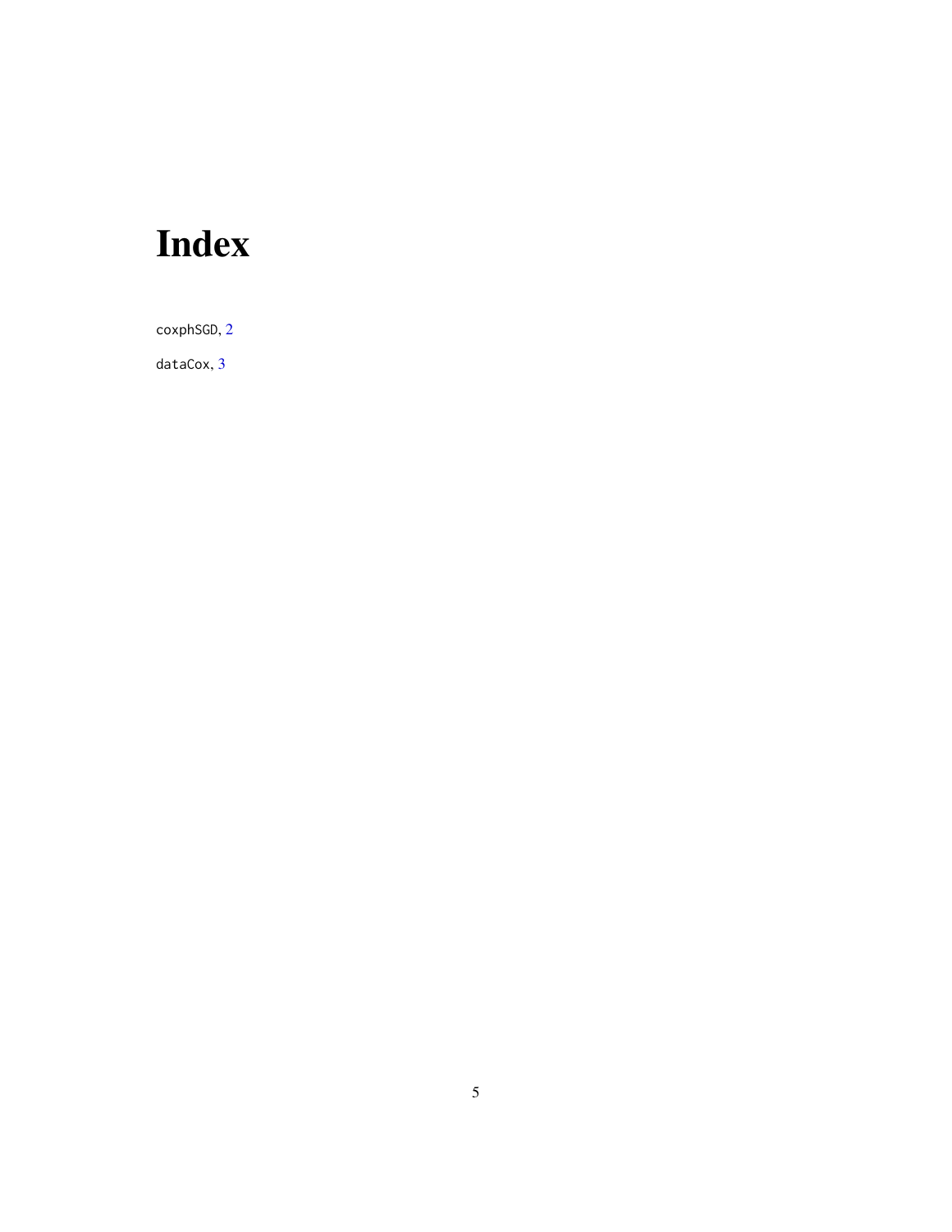# Index

coxphSGD, 2

dataCox, 3